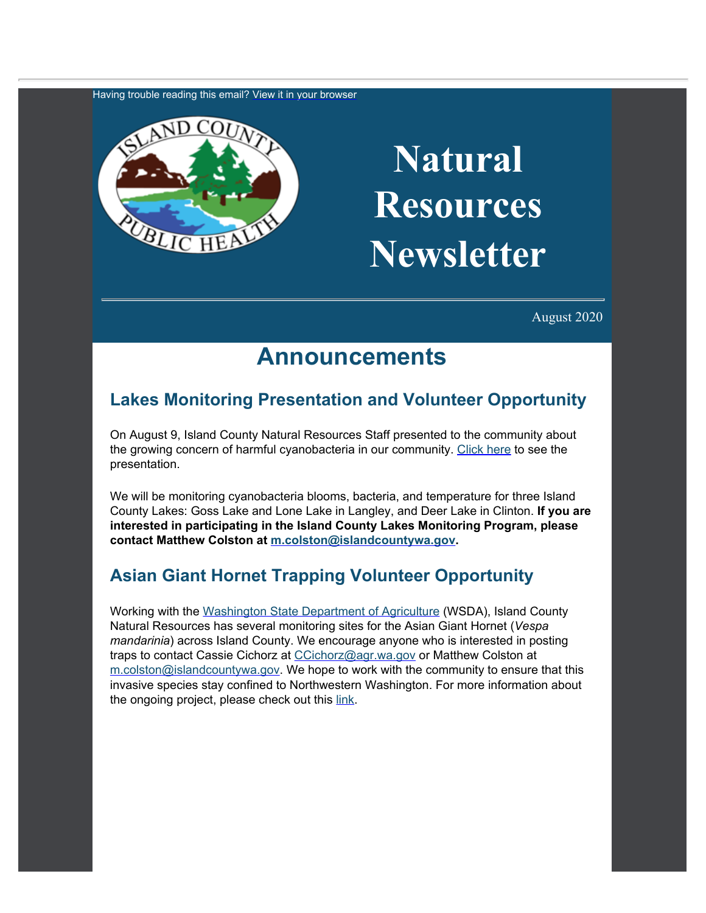Having trouble reading this email? View it in your browser

# Natural Resources Newsletter

August 2020

# Announcements

## Lakes Monitoring Presentation and Volunteer Opportunity

On August 9, Island County Natural Resources Staff presented to the community about the growing concern of harmful cyanobacteria in our community. [Click here](#) to see the presentation.

We will be monitoring cyanobacteria blooms, bacteria, and temperature for three Island County Lakes: Goss Lake and Lone Lake in Langley, and Deer Lake in Clinton. **If you are interested in participating in the Island County Lakes Monitoring Program, please contact Matthew Colston at m.colston@islandcountywa.gov.**

## Asian Giant Hornet Trapping Volunteer Opportunity

Working with the [Washington State Department of Agriculture](#) (WSDA), Island County Natural Resources has several monitoring sites for the Asian Giant Hornet (*Vespa mandarinia*) across Island County. We encourage anyone who is interested in posting traps to contact Cassie Cichorz at CCichorz@agr.wa.gov or Matthew Colston at m.colston@islandcountywa.gov. We hope to work with the community to ensure that this invasive species stay confined to Northwestern Washington. For more information about the ongoing project, please check out this [link](#).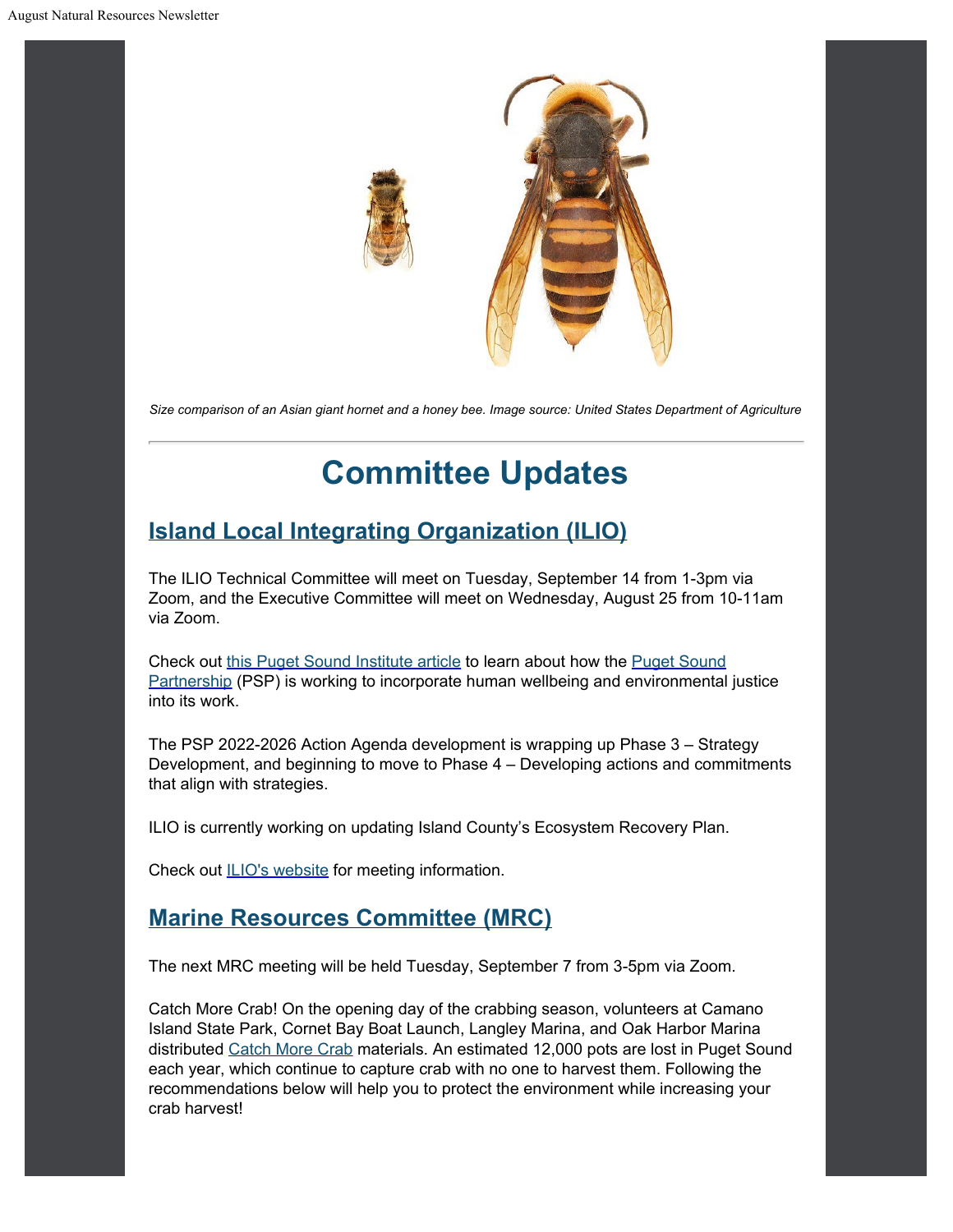*Size comparison of an Asian giant hornet and a honey bee. Image source: United States Department of Agriculture*

---

# Committee Updates

## Island Local Integrating Organization (ILIO)

The ILIO Technical Committee will meet on Tuesday, September 14 from 1-3pm via Zoom, and the Executive Committee will meet on Wednesday, August 25 from 10-11am via Zoom.

Check out this Puget Sound Institute article to learn about how the Puget Sound Partnership (PSP) is working to incorporate human wellbeing and environmental justice into its work.

The PSP 2022-2026 Action Agenda development is wrapping up Phase 3 – Strategy Development, and beginning to move to Phase 4 – Developing actions and commitments that align with strategies.

ILIO is currently working on updating Island County's Ecosystem Recovery Plan.

Check out ILIO's website for meeting information.

## Marine Resources Committee (MRC)

The next MRC meeting will be held Tuesday, September 7 from 3-5pm via Zoom.

Catch More Crab! On the opening day of the crabbing season, volunteers at Camano Island State Park, Cornet Bay Boat Launch, Langley Marina, and Oak Harbor Marina distributed Catch More Crab materials. An estimated 12,000 pots are lost in Puget Sound each year, which continue to capture crab with no one to harvest them. Following the recommendations below will help you to protect the environment while increasing your crab harvest!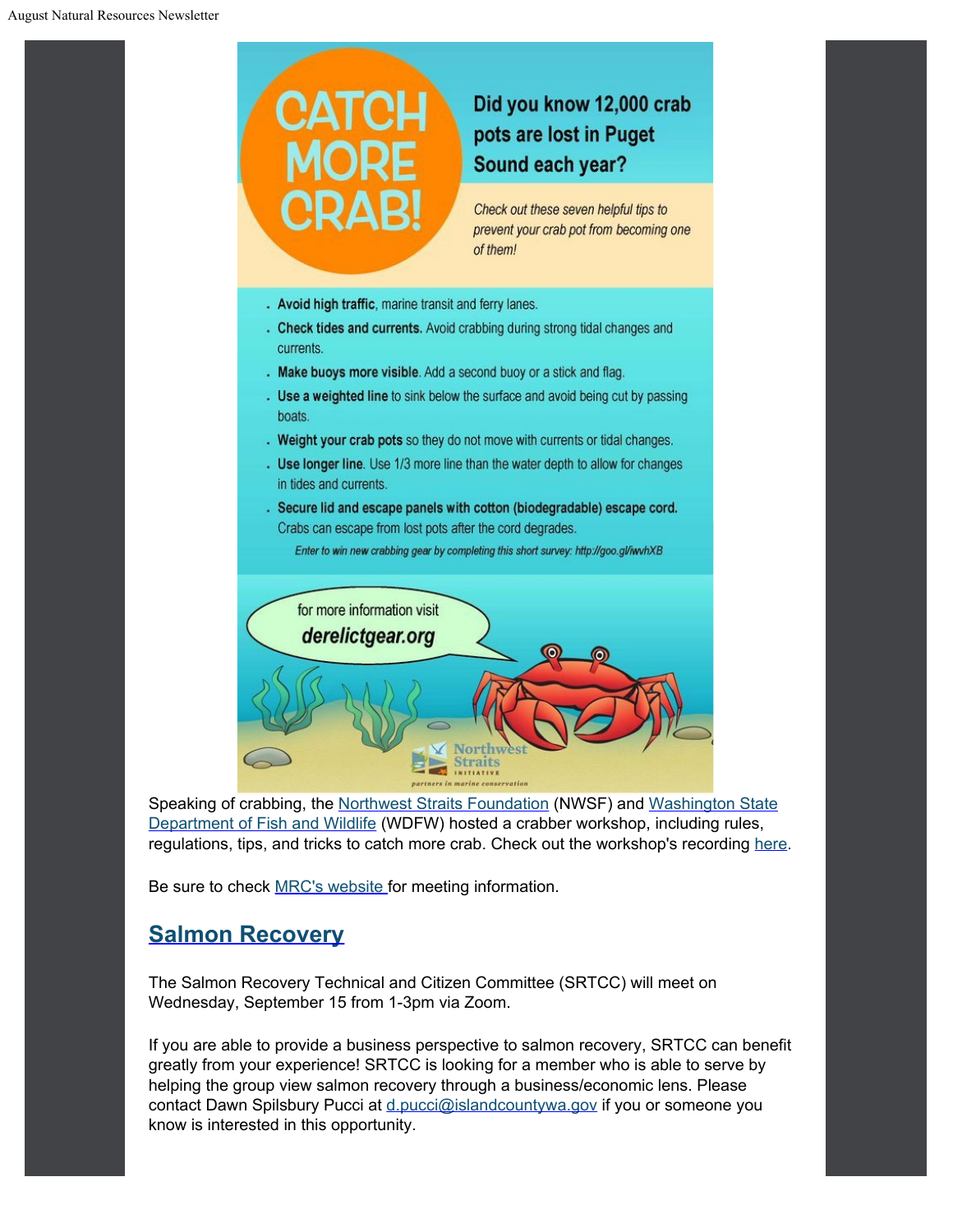# CATCH MORE CRAB!

**Did you know 12,000 crab pots are lost in Puget Sound each year?**

*Check out these seven helpful tips to prevent your crab pot from becoming one of them!*

- **Avoid high traffic**, marine transit and ferry lanes.
- **Check tides and currents.** Avoid crabbing during strong tidal changes and currents.
- **Make buoys more visible**. Add a second buoy or a stick and flag.
- **Use a weighted line** to sink below the surface and avoid being cut by passing boats.
- **Weight your crab pots** so they do not move with currents or tidal changes.
- **Use longer line**. Use 1/3 more line than the water depth to allow for changes in tides and currents.
- **Secure lid and escape panels with cotton (biodegradable) escape cord.** Crabs can escape from lost pots after the cord degrades.

*Enter to win new crabbing gear by completing this short survey: http://goo.gl/iwvhXB*

for more information visit ***derelictgear.org***

Northwest Straits Initiative — *partners in marine conservation*

Speaking of crabbing, the Northwest Straits Foundation (NWSF) and Washington State Department of Fish and Wildlife (WDFW) hosted a crabber workshop, including rules, regulations, tips, and tricks to catch more crab. Check out the workshop's recording here.

Be sure to check MRC's website for meeting information.

## Salmon Recovery

The Salmon Recovery Technical and Citizen Committee (SRTCC) will meet on Wednesday, September 15 from 1-3pm via Zoom.

If you are able to provide a business perspective to salmon recovery, SRTCC can benefit greatly from your experience! SRTCC is looking for a member who is able to serve by helping the group view salmon recovery through a business/economic lens. Please contact Dawn Spilsbury Pucci at d.pucci@islandcountywa.gov if you or someone you know is interested in this opportunity.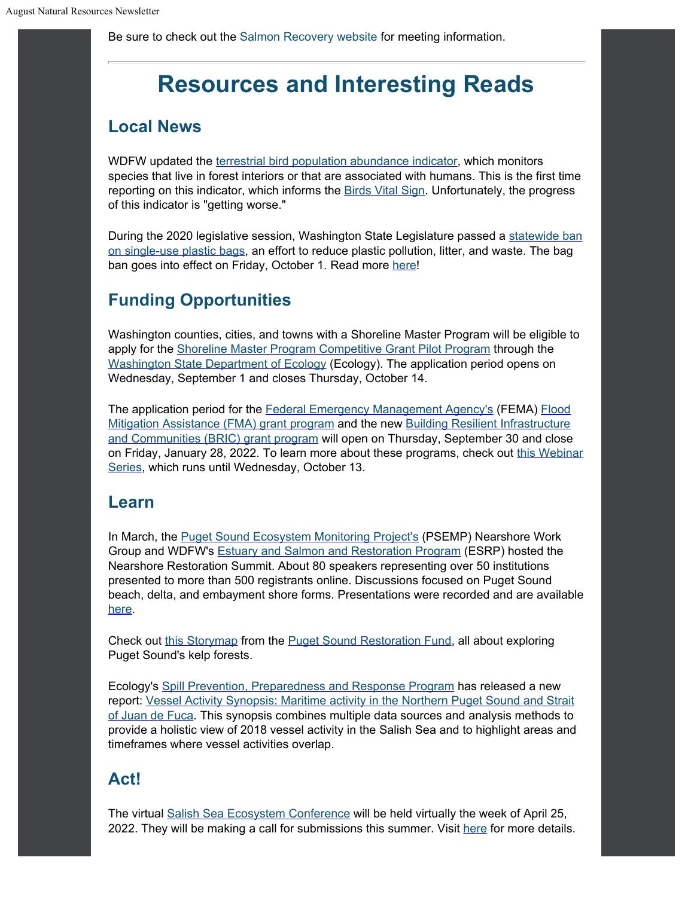Be sure to check out the Salmon Recovery website for meeting information.

---

# Resources and Interesting Reads

## Local News

WDFW updated the terrestrial bird population abundance indicator, which monitors species that live in forest interiors or that are associated with humans. This is the first time reporting on this indicator, which informs the Birds Vital Sign. Unfortunately, the progress of this indicator is "getting worse."

During the 2020 legislative session, Washington State Legislature passed a statewide ban on single-use plastic bags, an effort to reduce plastic pollution, litter, and waste. The bag ban goes into effect on Friday, October 1. Read more here!

## Funding Opportunities

Washington counties, cities, and towns with a Shoreline Master Program will be eligible to apply for the Shoreline Master Program Competitive Grant Pilot Program through the Washington State Department of Ecology (Ecology). The application period opens on Wednesday, September 1 and closes Thursday, October 14.

The application period for the Federal Emergency Management Agency's (FEMA) Flood Mitigation Assistance (FMA) grant program and the new Building Resilient Infrastructure and Communities (BRIC) grant program will open on Thursday, September 30 and close on Friday, January 28, 2022. To learn more about these programs, check out this Webinar Series, which runs until Wednesday, October 13.

## Learn

In March, the Puget Sound Ecosystem Monitoring Project's (PSEMP) Nearshore Work Group and WDFW's Estuary and Salmon and Restoration Program (ESRP) hosted the Nearshore Restoration Summit. About 80 speakers representing over 50 institutions presented to more than 500 registrants online. Discussions focused on Puget Sound beach, delta, and embayment shore forms. Presentations were recorded and are available here.

Check out this Storymap from the Puget Sound Restoration Fund, all about exploring Puget Sound's kelp forests.

Ecology's Spill Prevention, Preparedness and Response Program has released a new report: Vessel Activity Synopsis: Maritime activity in the Northern Puget Sound and Strait of Juan de Fuca. This synopsis combines multiple data sources and analysis methods to provide a holistic view of 2018 vessel activity in the Salish Sea and to highlight areas and timeframes where vessel activities overlap.

## Act!

The virtual Salish Sea Ecosystem Conference will be held virtually the week of April 25, 2022. They will be making a call for submissions this summer. Visit here for more details.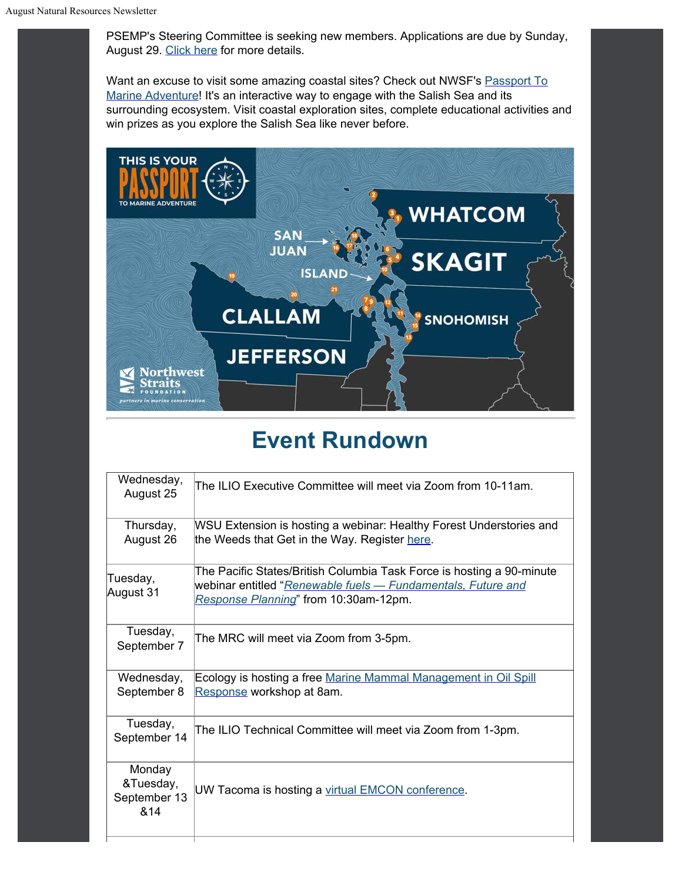PSEMP's Steering Committee is seeking new members. Applications are due by Sunday, August 29. Click here for more details.

Want an excuse to visit some amazing coastal sites? Check out NWSF's Passport To Marine Adventure! It's an interactive way to engage with the Salish Sea and its surrounding ecosystem. Visit coastal exploration sites, complete educational activities and win prizes as you explore the Salish Sea like never before.

# Event Rundown

| | |
|---|---|
| Wednesday, August 25 | The ILIO Executive Committee will meet via Zoom from 10-11am. |
| Thursday, August 26 | WSU Extension is hosting a webinar: Healthy Forest Understories and the Weeds that Get in the Way. Register here. |
| Tuesday, August 31 | The Pacific States/British Columbia Task Force is hosting a 90-minute webinar entitled "*Renewable fuels — Fundamentals, Future and Response Planning*" from 10:30am-12pm. |
| Tuesday, September 7 | The MRC will meet via Zoom from 3-5pm. |
| Wednesday, September 8 | Ecology is hosting a free Marine Mammal Management in Oil Spill Response workshop at 8am. |
| Tuesday, September 14 | The ILIO Technical Committee will meet via Zoom from 1-3pm. |
| Monday &Tuesday, September 13 &14 | UW Tacoma is hosting a virtual EMCON conference. |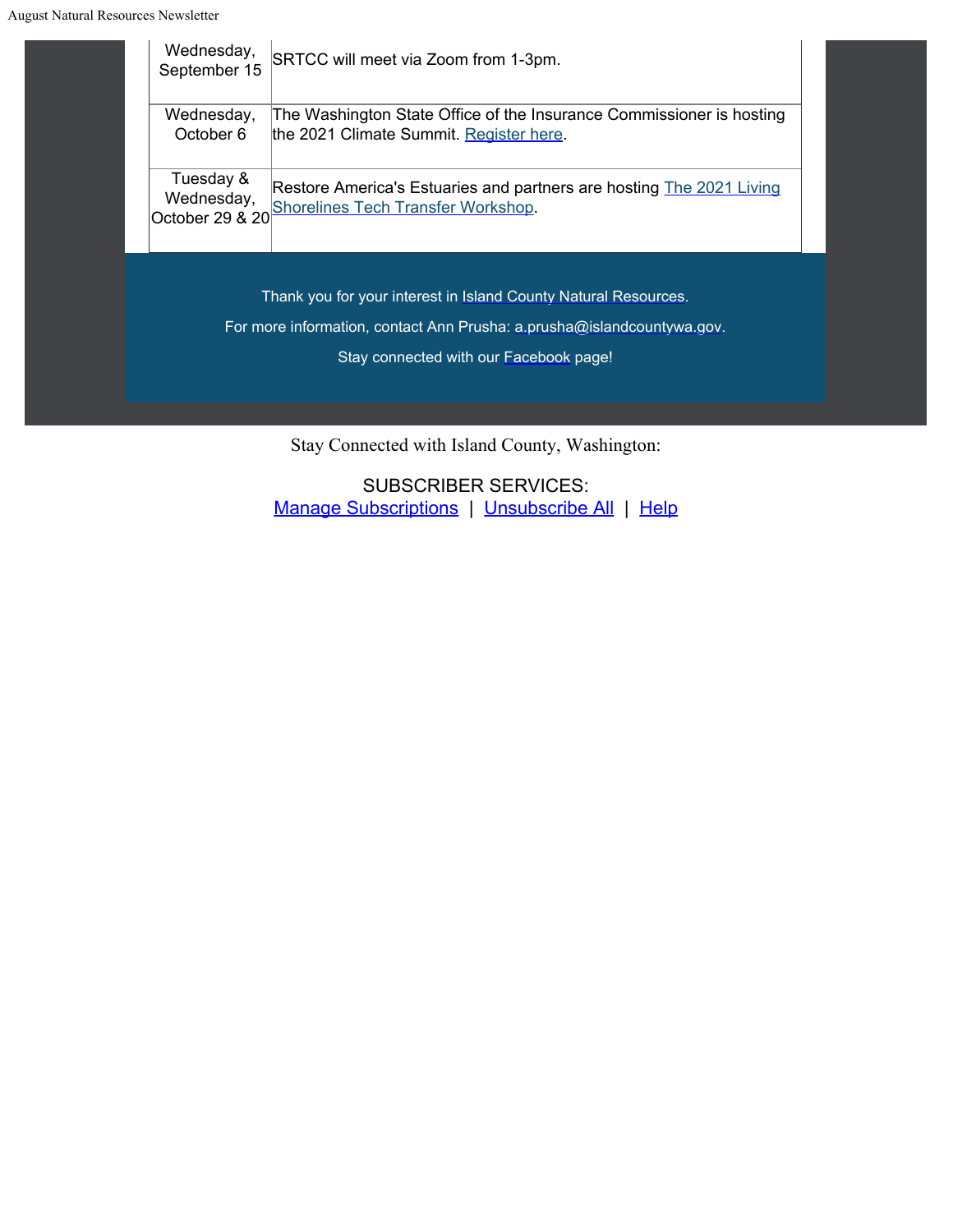| | |
|---|---|
| Wednesday, September 15 | SRTCC will meet via Zoom from 1-3pm. |
| Wednesday, October 6 | The Washington State Office of the Insurance Commissioner is hosting the 2021 Climate Summit. Register here. |
| Tuesday & Wednesday, October 29 & 20 | Restore America's Estuaries and partners are hosting The 2021 Living Shorelines Tech Transfer Workshop. |

Thank you for your interest in Island County Natural Resources.

For more information, contact Ann Prusha: a.prusha@islandcountywa.gov.

Stay connected with our Facebook page!

Stay Connected with Island County, Washington:

SUBSCRIBER SERVICES:
Manage Subscriptions | Unsubscribe All | Help